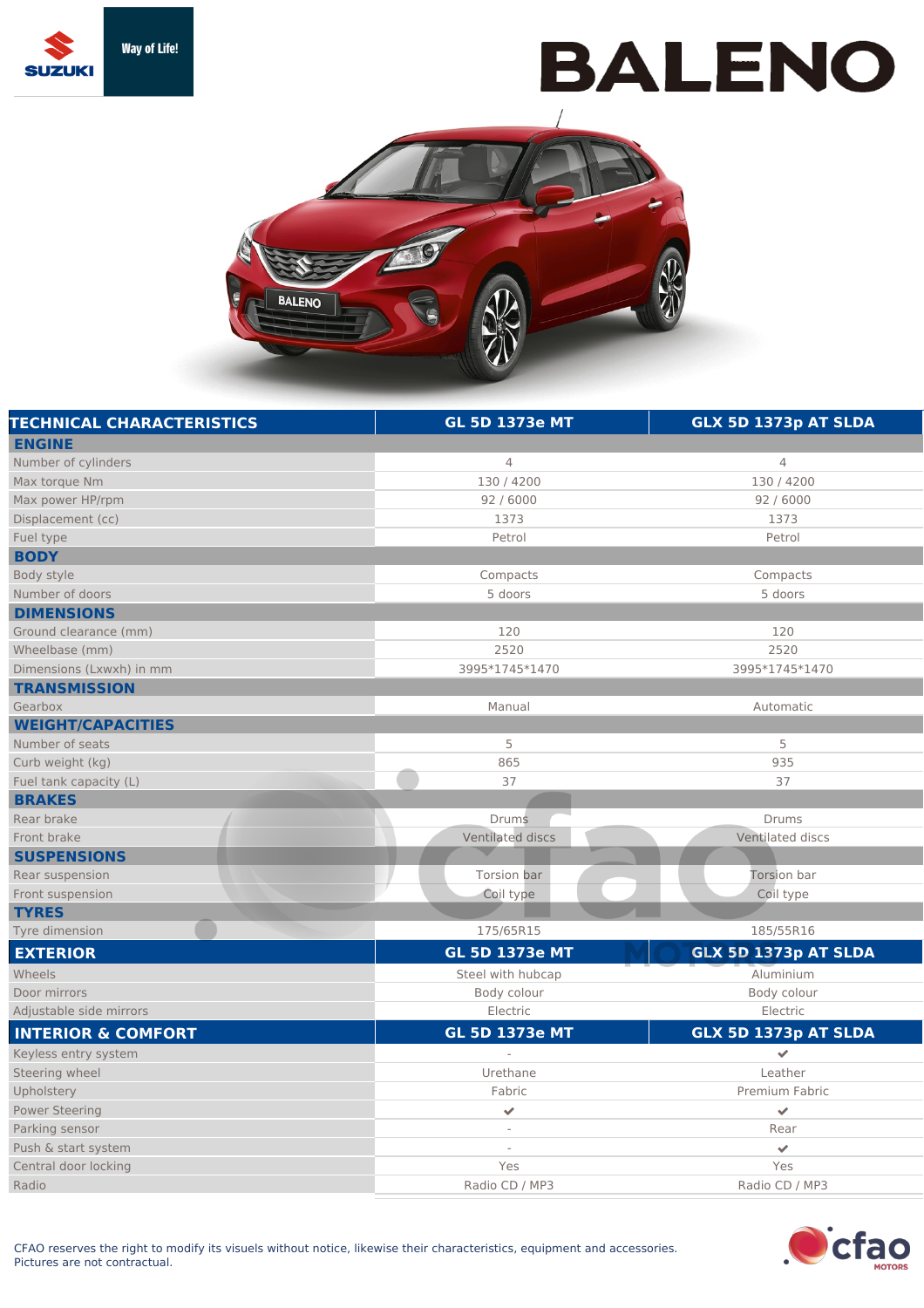# BALENO

SUZUKI Way of Life!

| TECHNICAL CHARACTERISTICS | GL 5D 1373e MT | GLX 5D 1373p AT SLDA |
|---|---|---|
| **ENGINE** | | |
| Number of cylinders | 4 | 4 |
| Max torque Nm | 130 / 4200 | 130 / 4200 |
| Max power HP/rpm | 92 / 6000 | 92 / 6000 |
| Displacement (cc) | 1373 | 1373 |
| Fuel type | Petrol | Petrol |
| **BODY** | | |
| Body style | Compacts | Compacts |
| Number of doors | 5 doors | 5 doors |
| **DIMENSIONS** | | |
| Ground clearance (mm) | 120 | 120 |
| Wheelbase (mm) | 2520 | 2520 |
| Dimensions (Lxwxh) in mm | 3995*1745*1470 | 3995*1745*1470 |
| **TRANSMISSION** | | |
| Gearbox | Manual | Automatic |
| **WEIGHT/CAPACITIES** | | |
| Number of seats | 5 | 5 |
| Curb weight (kg) | 865 | 935 |
| Fuel tank capacity (L) | 37 | 37 |
| **BRAKES** | | |
| Rear brake | Drums | Drums |
| Front brake | Ventilated discs | Ventilated discs |
| **SUSPENSIONS** | | |
| Rear suspension | Torsion bar | Torsion bar |
| Front suspension | Coil type | Coil type |
| **TYRES** | | |
| Tyre dimension | 175/65R15 | 185/55R16 |

| EXTERIOR | GL 5D 1373e MT | GLX 5D 1373p AT SLDA |
|---|---|---|
| Wheels | Steel with hubcap | Aluminium |
| Door mirrors | Body colour | Body colour |
| Adjustable side mirrors | Electric | Electric |

| INTERIOR & COMFORT | GL 5D 1373e MT | GLX 5D 1373p AT SLDA |
|---|---|---|
| Keyless entry system | - | ✔ |
| Steering wheel | Urethane | Leather |
| Upholstery | Fabric | Premium Fabric |
| Power Steering | ✔ | ✔ |
| Parking sensor | - | Rear |
| Push & start system | - | ✔ |
| Central door locking | Yes | Yes |
| Radio | Radio CD / MP3 | Radio CD / MP3 |

CFAO reserves the right to modify its visuels without notice, likewise their characteristics, equipment and accessories.
Pictures are not contractual.

cfao MOTORS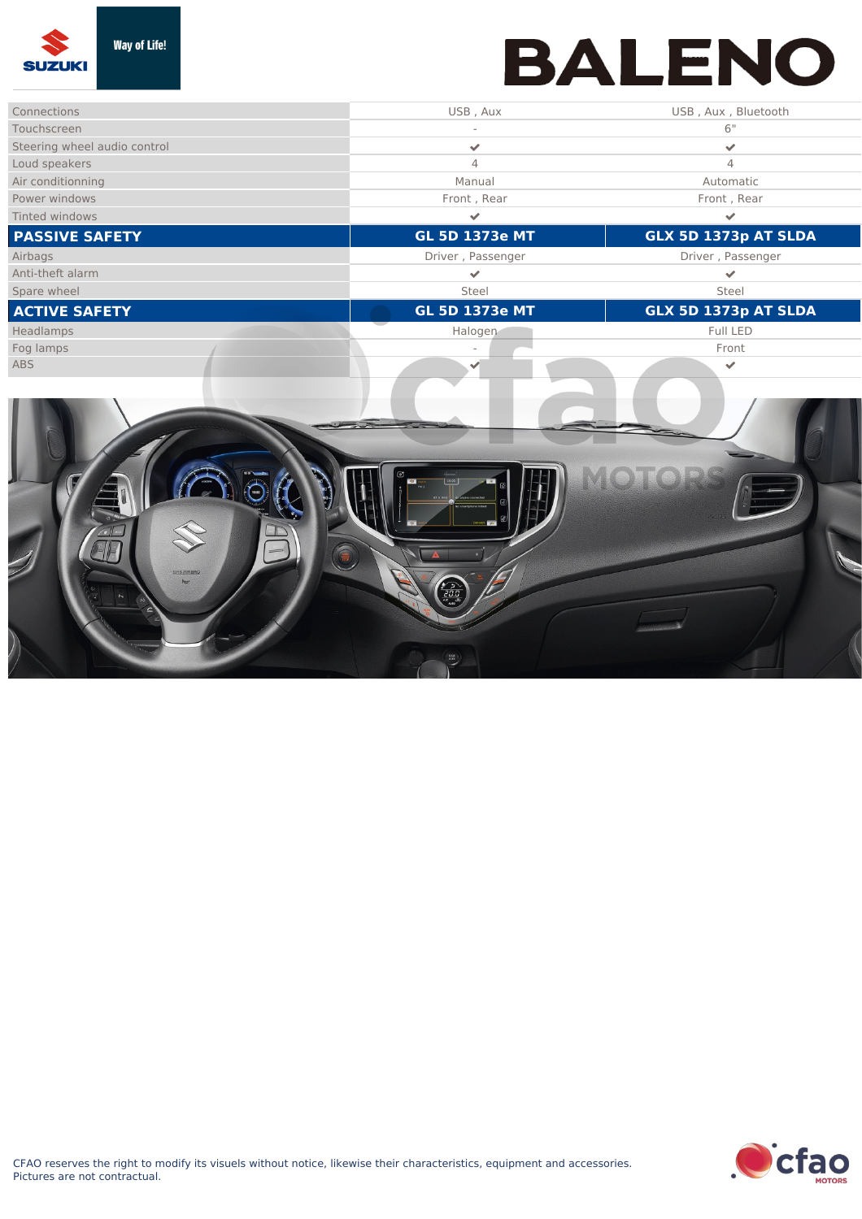# BALENO

| | | |
|---|---|---|
| Connections | USB , Aux | USB , Aux , Bluetooth |
| Touchscreen | - | 6" |
| Steering wheel audio control | ✔ | ✔ |
| Loud speakers | 4 | 4 |
| Air conditionning | Manual | Automatic |
| Power windows | Front , Rear | Front , Rear |
| Tinted windows | ✔ | ✔ |
| **PASSIVE SAFETY** | **GL 5D 1373e MT** | **GLX 5D 1373p AT SLDA** |
| Airbags | Driver , Passenger | Driver , Passenger |
| Anti-theft alarm | ✔ | ✔ |
| Spare wheel | Steel | Steel |
| **ACTIVE SAFETY** | **GL 5D 1373e MT** | **GLX 5D 1373p AT SLDA** |
| Headlamps | Halogen | Full LED |
| Fog lamps | - | Front |
| ABS | ✔ | ✔ |

CFAO reserves the right to modify its visuals without notice, likewise their characteristics, equipment and accessories.
Pictures are not contractual.